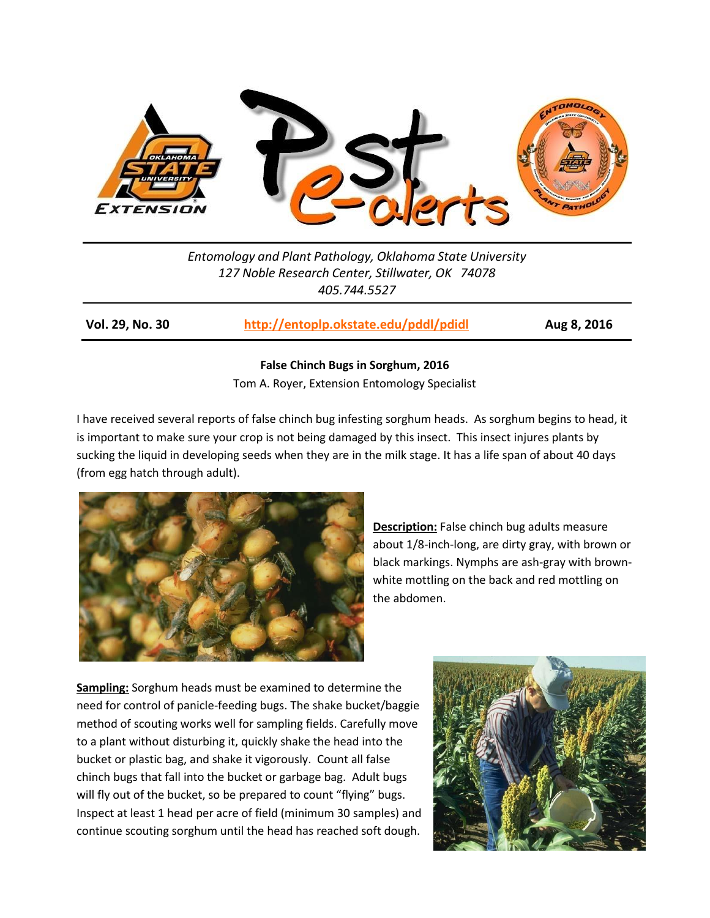Entomology and Plant Pathology, Oklahoma State University
127 Noble Research Center, Stillwater, OK 74078
405.744.5527

**Vol. 29, No. 30** | **http://entoplp.okstate.edu/pddl/pdidl** | **Aug 8, 2016**

## False Chinch Bugs in Sorghum, 2016

Tom A. Royer, Extension Entomology Specialist

I have received several reports of false chinch bug infesting sorghum heads. As sorghum begins to head, it is important to make sure your crop is not being damaged by this insect. This insect injures plants by sucking the liquid in developing seeds when they are in the milk stage. It has a life span of about 40 days (from egg hatch through adult).

**Description:** False chinch bug adults measure about 1/8-inch-long, are dirty gray, with brown or black markings. Nymphs are ash-gray with brown-white mottling on the back and red mottling on the abdomen.

**Sampling:** Sorghum heads must be examined to determine the need for control of panicle-feeding bugs. The shake bucket/baggie method of scouting works well for sampling fields. Carefully move to a plant without disturbing it, quickly shake the head into the bucket or plastic bag, and shake it vigorously. Count all false chinch bugs that fall into the bucket or garbage bag. Adult bugs will fly out of the bucket, so be prepared to count "flying" bugs. Inspect at least 1 head per acre of field (minimum 30 samples) and continue scouting sorghum until the head has reached soft dough.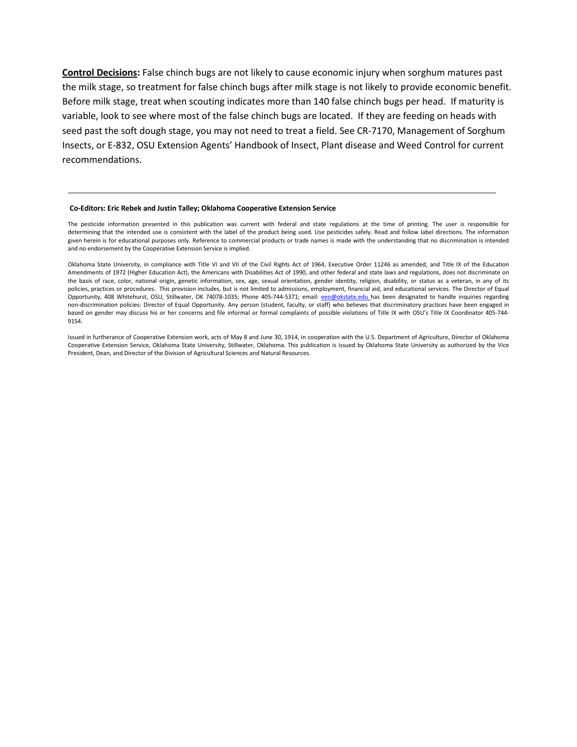**<u>Control Decisions</u>:** False chinch bugs are not likely to cause economic injury when sorghum matures past the milk stage, so treatment for false chinch bugs after milk stage is not likely to provide economic benefit. Before milk stage, treat when scouting indicates more than 140 false chinch bugs per head. If maturity is variable, look to see where most of the false chinch bugs are located. If they are feeding on heads with seed past the soft dough stage, you may not need to treat a field. See CR-7170, Management of Sorghum Insects, or E-832, OSU Extension Agents' Handbook of Insect, Plant disease and Weed Control for current recommendations.

---

**Co-Editors: Eric Rebek and Justin Talley; Oklahoma Cooperative Extension Service**

The pesticide information presented in this publication was current with federal and state regulations at the time of printing. The user is responsible for determining that the intended use is consistent with the label of the product being used. Use pesticides safely. Read and follow label directions. The information given herein is for educational purposes only. Reference to commercial products or trade names is made with the understanding that no discrimination is intended and no endorsement by the Cooperative Extension Service is implied.

Oklahoma State University, in compliance with Title VI and VII of the Civil Rights Act of 1964, Executive Order 11246 as amended, and Title IX of the Education Amendments of 1972 (Higher Education Act), the Americans with Disabilities Act of 1990, and other federal and state laws and regulations, does not discriminate on the basis of race, color, national origin, genetic information, sex, age, sexual orientation, gender identity, religion, disability, or status as a veteran, in any of its policies, practices or procedures. This provision includes, but is not limited to admissions, employment, financial aid, and educational services. The Director of Equal Opportunity, 408 Whitehurst, OSU, Stillwater, OK 74078-1035; Phone 405-744-5371; email: eeo@okstate.edu has been designated to handle inquiries regarding non-discrimination policies: Director of Equal Opportunity. Any person (student, faculty, or staff) who believes that discriminatory practices have been engaged in based on gender may discuss his or her concerns and file informal or formal complaints of possible violations of Title IX with OSU's Title IX Coordinator 405-744-9154.

Issued in furtherance of Cooperative Extension work, acts of May 8 and June 30, 1914, in cooperation with the U.S. Department of Agriculture, Director of Oklahoma Cooperative Extension Service, Oklahoma State University, Stillwater, Oklahoma. This publication is issued by Oklahoma State University as authorized by the Vice President, Dean, and Director of the Division of Agricultural Sciences and Natural Resources.